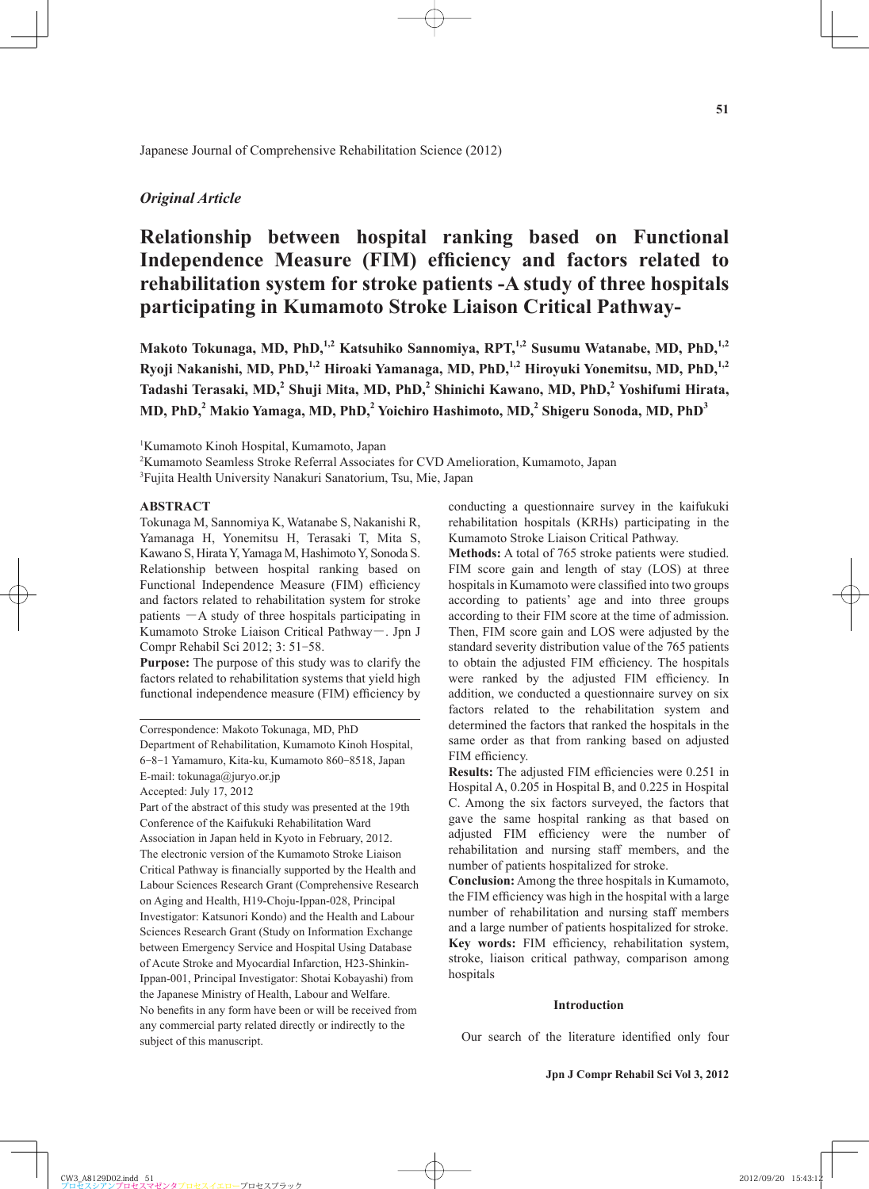Japanese Journal of Comprehensive Rehabilitation Science (2012)

*Original Article*

# Relationship between hospital ranking based on Functional Independence Measure (FIM) efficiency and factors related to rehabilitation system for stroke patients -A study of three hospitals participating in Kumamoto Stroke Liaison Critical Pathway-

**Makoto Tokunaga, MD, PhD,[1,2] Katsuhiko Sannomiya, RPT,[1,2] Susumu Watanabe, MD, PhD,[1,2] Ryoji Nakanishi, MD, PhD,[1,2] Hiroaki Yamanaga, MD, PhD,[1,2] Hiroyuki Yonemitsu, MD, PhD,[1,2] Tadashi Terasaki, MD,[2] Shuji Mita, MD, PhD,[2] Shinichi Kawano, MD, PhD,[2] Yoshifumi Hirata, MD, PhD,[2] Makio Yamaga, MD, PhD,[2] Yoichiro Hashimoto, MD,[2] Shigeru Sonoda, MD, PhD[3]**

[1]Kumamoto Kinoh Hospital, Kumamoto, Japan
[2]Kumamoto Seamless Stroke Referral Associates for CVD Amelioration, Kumamoto, Japan
[3]Fujita Health University Nanakuri Sanatorium, Tsu, Mie, Japan

## ABSTRACT

Tokunaga M, Sannomiya K, Watanabe S, Nakanishi R, Yamanaga H, Yonemitsu H, Terasaki T, Mita S, Kawano S, Hirata Y, Yamaga M, Hashimoto Y, Sonoda S. Relationship between hospital ranking based on Functional Independence Measure (FIM) efficiency and factors related to rehabilitation system for stroke patients －A study of three hospitals participating in Kumamoto Stroke Liaison Critical Pathway－. Jpn J Compr Rehabil Sci 2012; 3: 51−58.

**Purpose:** The purpose of this study was to clarify the factors related to rehabilitation systems that yield high functional independence measure (FIM) efficiency by conducting a questionnaire survey in the kaifukuki rehabilitation hospitals (KRHs) participating in the Kumamoto Stroke Liaison Critical Pathway.

**Methods:** A total of 765 stroke patients were studied. FIM score gain and length of stay (LOS) at three hospitals in Kumamoto were classified into two groups according to patients' age and into three groups according to their FIM score at the time of admission. Then, FIM score gain and LOS were adjusted by the standard severity distribution value of the 765 patients to obtain the adjusted FIM efficiency. The hospitals were ranked by the adjusted FIM efficiency. In addition, we conducted a questionnaire survey on six factors related to the rehabilitation system and determined the factors that ranked the hospitals in the same order as that from ranking based on adjusted FIM efficiency.

**Results:** The adjusted FIM efficiencies were 0.251 in Hospital A, 0.205 in Hospital B, and 0.225 in Hospital C. Among the six factors surveyed, the factors that gave the same hospital ranking as that based on adjusted FIM efficiency were the number of rehabilitation and nursing staff members, and the number of patients hospitalized for stroke.

**Conclusion:** Among the three hospitals in Kumamoto, the FIM efficiency was high in the hospital with a large number of rehabilitation and nursing staff members and a large number of patients hospitalized for stroke.

**Key words:** FIM efficiency, rehabilitation system, stroke, liaison critical pathway, comparison among hospitals

---

Correspondence: Makoto Tokunaga, MD, PhD
Department of Rehabilitation, Kumamoto Kinoh Hospital, 6−8−1 Yamamuro, Kita-ku, Kumamoto 860−8518, Japan
E-mail: tokunaga@juryo.or.jp
Accepted: July 17, 2012

Part of the abstract of this study was presented at the 19th Conference of the Kaifukuki Rehabilitation Ward Association in Japan held in Kyoto in February, 2012.

The electronic version of the Kumamoto Stroke Liaison Critical Pathway is financially supported by the Health and Labour Sciences Research Grant (Comprehensive Research on Aging and Health, H19-Choju-Ippan-028, Principal Investigator: Katsunori Kondo) and the Health and Labour Sciences Research Grant (Study on Information Exchange between Emergency Service and Hospital Using Database of Acute Stroke and Myocardial Infarction, H23-Shinkin-Ippan-001, Principal Investigator: Shotai Kobayashi) from the Japanese Ministry of Health, Labour and Welfare.

No benefits in any form have been or will be received from any commercial party related directly or indirectly to the subject of this manuscript.

## Introduction

Our search of the literature identified only four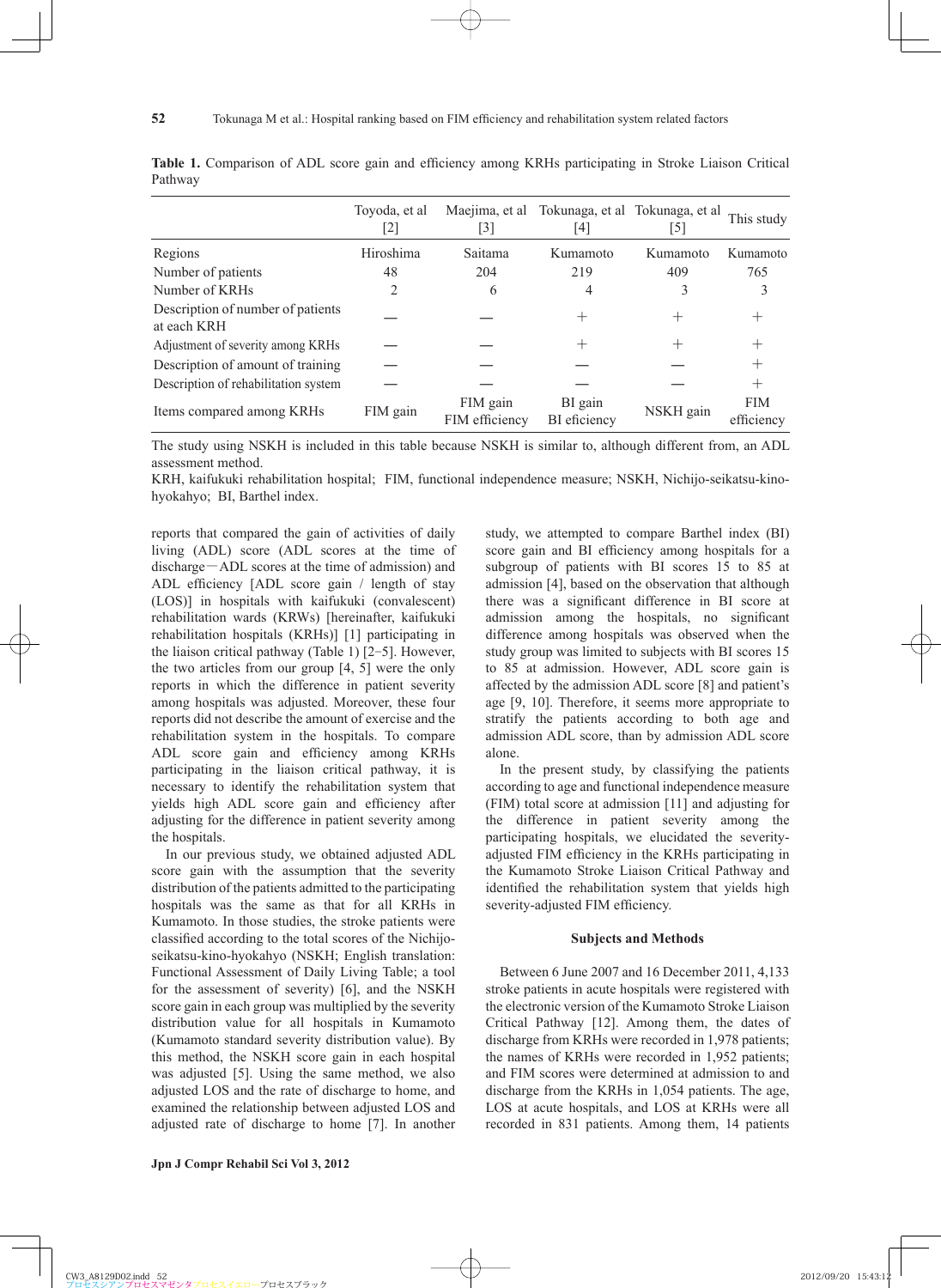**Table 1.** Comparison of ADL score gain and efficiency among KRHs participating in Stroke Liaison Critical Pathway

| | Toyoda, et al [2] | Maejima, et al [3] | Tokunaga, et al [4] | Tokunaga, et al [5] | This study |
|---|---|---|---|---|---|
| Regions | Hiroshima | Saitama | Kumamoto | Kumamoto | Kumamoto |
| Number of patients | 48 | 204 | 219 | 409 | 765 |
| Number of KRHs | 2 | 6 | 4 | 3 | 3 |
| Description of number of patients at each KRH | — | — | + | + | + |
| Adjustment of severity among KRHs | — | — | + | + | + |
| Description of amount of training | — | — | — | — | + |
| Description of rehabilitation system | — | — | — | — | + |
| Items compared among KRHs | FIM gain | FIM gain FIM efficiency | BI gain BI eficiency | NSKH gain | FIM efficiency |

The study using NSKH is included in this table because NSKH is similar to, although different from, an ADL assessment method.
KRH, kaifukuki rehabilitation hospital; FIM, functional independence measure; NSKH, Nichijo-seikatsu-kino-hyokahyo; BI, Barthel index.

reports that compared the gain of activities of daily living (ADL) score (ADL scores at the time of discharge−ADL scores at the time of admission) and ADL efficiency [ADL score gain / length of stay (LOS)] in hospitals with kaifukuki (convalescent) rehabilitation wards (KRWs) [hereinafter, kaifukuki rehabilitation hospitals (KRHs)] [1] participating in the liaison critical pathway (Table 1) [2–5]. However, the two articles from our group [4, 5] were the only reports in which the difference in patient severity among hospitals was adjusted. Moreover, these four reports did not describe the amount of exercise and the rehabilitation system in the hospitals. To compare ADL score gain and efficiency among KRHs participating in the liaison critical pathway, it is necessary to identify the rehabilitation system that yields high ADL score gain and efficiency after adjusting for the difference in patient severity among the hospitals.

In our previous study, we obtained adjusted ADL score gain with the assumption that the severity distribution of the patients admitted to the participating hospitals was the same as that for all KRHs in Kumamoto. In those studies, the stroke patients were classified according to the total scores of the Nichijo-seikatsu-kino-hyokahyo (NSKH; English translation: Functional Assessment of Daily Living Table; a tool for the assessment of severity) [6], and the NSKH score gain in each group was multiplied by the severity distribution value for all hospitals in Kumamoto (Kumamoto standard severity distribution value). By this method, the NSKH score gain in each hospital was adjusted [5]. Using the same method, we also adjusted LOS and the rate of discharge to home, and examined the relationship between adjusted LOS and adjusted rate of discharge to home [7]. In another study, we attempted to compare Barthel index (BI) score gain and BI efficiency among hospitals for a subgroup of patients with BI scores 15 to 85 at admission [4], based on the observation that although there was a significant difference in BI score at admission among the hospitals, no significant difference among the hospitals was observed when the study group was limited to subjects with BI scores 15 to 85 at admission. However, ADL score gain is affected by the admission ADL score [8] and patient's age [9, 10]. Therefore, it seems more appropriate to stratify the patients according to both age and admission ADL score, than by admission ADL score alone.

In the present study, by classifying the patients according to age and functional independence measure (FIM) total score at admission [11] and adjusting for the difference in patient severity among the participating hospitals, we elucidated the severity-adjusted FIM efficiency in the KRHs participating in the Kumamoto Stroke Liaison Critical Pathway and identified the rehabilitation system that yields high severity-adjusted FIM efficiency.

## Subjects and Methods

Between 6 June 2007 and 16 December 2011, 4,133 stroke patients in acute hospitals were registered with the electronic version of the Kumamoto Stroke Liaison Critical Pathway [12]. Among them, the dates of discharge from KRHs were recorded in 1,978 patients; the names of KRHs were recorded in 1,952 patients; and FIM scores were determined at admission to and discharge from the KRHs in 1,054 patients. The age, LOS at acute hospitals, and LOS at KRHs were all recorded in 831 patients. Among them, 14 patients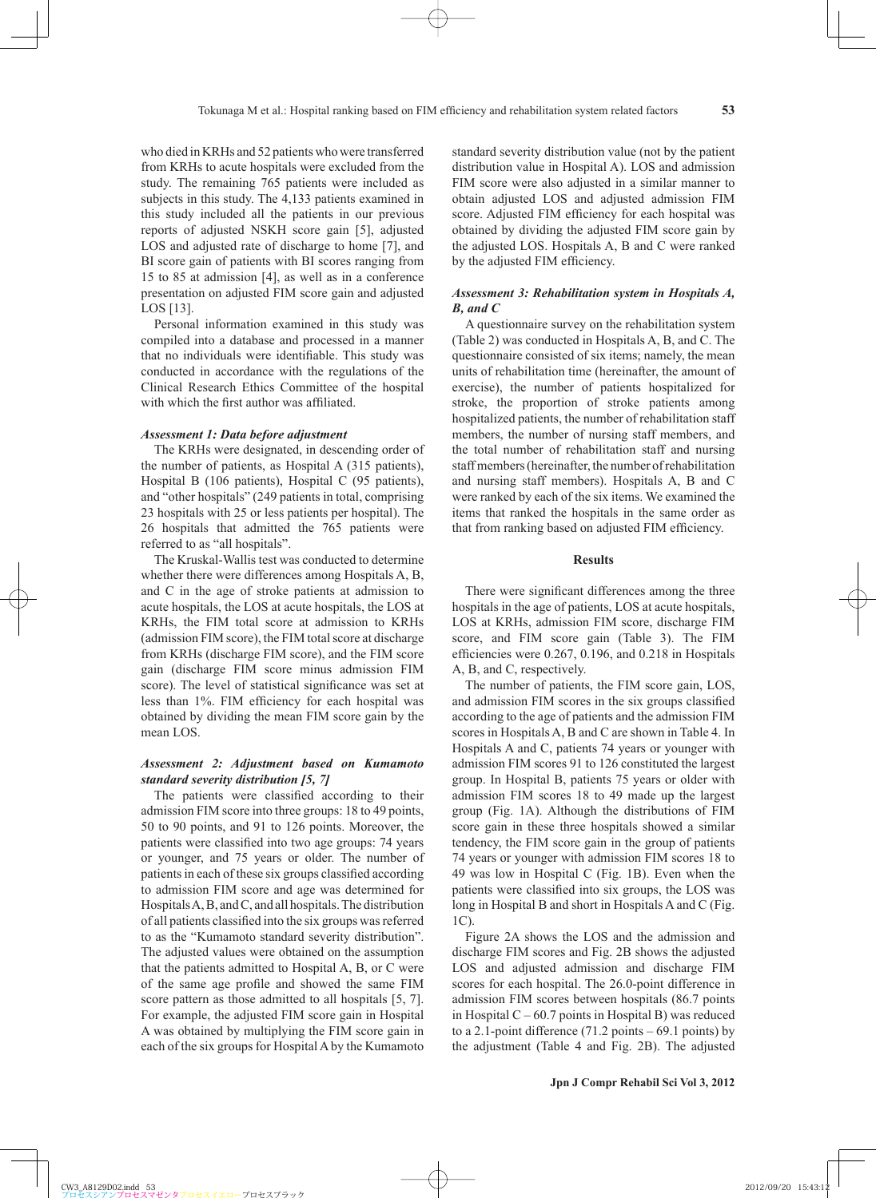who died in KRHs and 52 patients who were transferred from KRHs to acute hospitals were excluded from the study. The remaining 765 patients were included as subjects in this study. The 4,133 patients examined in this study included all the patients in our previous reports of adjusted NSKH score gain [5], adjusted LOS and adjusted rate of discharge to home [7], and BI score gain of patients with BI scores ranging from 15 to 85 at admission [4], as well as in a conference presentation on adjusted FIM score gain and adjusted LOS [13].

Personal information examined in this study was compiled into a database and processed in a manner that no individuals were identifiable. This study was conducted in accordance with the regulations of the Clinical Research Ethics Committee of the hospital with which the first author was affiliated.

### *Assessment 1: Data before adjustment*

The KRHs were designated, in descending order of the number of patients, as Hospital A (315 patients), Hospital B (106 patients), Hospital C (95 patients), and "other hospitals" (249 patients in total, comprising 23 hospitals with 25 or less patients per hospital). The 26 hospitals that admitted the 765 patients were referred to as "all hospitals".

The Kruskal-Wallis test was conducted to determine whether there were differences among Hospitals A, B, and C in the age of stroke patients at admission to acute hospitals, the LOS at acute hospitals, the LOS at KRHs, the FIM total score at admission to KRHs (admission FIM score), the FIM total score at discharge from KRHs (discharge FIM score), and the FIM score gain (discharge FIM score minus admission FIM score). The level of statistical significance was set at less than 1%. FIM efficiency for each hospital was obtained by dividing the mean FIM score gain by the mean LOS.

### *Assessment 2: Adjustment based on Kumamoto standard severity distribution [5, 7]*

The patients were classified according to their admission FIM score into three groups: 18 to 49 points, 50 to 90 points, and 91 to 126 points. Moreover, the patients were classified into two age groups: 74 years or younger, and 75 years or older. The number of patients in each of these six groups classified according to admission FIM score and age was determined for Hospitals A, B, and C, and all hospitals. The distribution of all patients classified into the six groups was referred to as the "Kumamoto standard severity distribution". The adjusted values were obtained on the assumption that the patients admitted to Hospital A, B, or C were of the same age profile and showed the same FIM score pattern as those admitted to all hospitals [5, 7]. For example, the adjusted FIM score gain in Hospital A was obtained by multiplying the FIM score gain in each of the six groups for Hospital A by the Kumamoto standard severity distribution value (not by the patient distribution value in Hospital A). LOS and admission FIM score were also adjusted in a similar manner to obtain adjusted LOS and adjusted admission FIM score. Adjusted FIM efficiency for each hospital was obtained by dividing the adjusted FIM score gain by the adjusted LOS. Hospitals A, B and C were ranked by the adjusted FIM efficiency.

### *Assessment 3: Rehabilitation system in Hospitals A, B, and C*

A questionnaire survey on the rehabilitation system (Table 2) was conducted in Hospitals A, B, and C. The questionnaire consisted of six items; namely, the mean units of rehabilitation time (hereinafter, the amount of exercise), the number of patients hospitalized for stroke, the proportion of stroke patients among hospitalized patients, the number of rehabilitation staff members, the number of nursing staff members, and the total number of rehabilitation staff and nursing staff members (hereinafter, the number of rehabilitation and nursing staff members). Hospitals A, B and C were ranked by each of the six items. We examined the items that ranked the hospitals in the same order as that from ranking based on adjusted FIM efficiency.

## Results

There were significant differences among the three hospitals in the age of patients, LOS at acute hospitals, LOS at KRHs, admission FIM score, discharge FIM score, and FIM score gain (Table 3). The FIM efficiencies were 0.267, 0.196, and 0.218 in Hospitals A, B, and C, respectively.

The number of patients, the FIM score gain, LOS, and admission FIM scores in the six groups classified according to the age of patients and the admission FIM scores in Hospitals A, B and C are shown in Table 4. In Hospitals A and C, patients 74 years or younger with admission FIM scores 91 to 126 constituted the largest group. In Hospital B, patients 75 years or older with admission FIM scores 18 to 49 made up the largest group (Fig. 1A). Although the distributions of FIM score gain in these three hospitals showed a similar tendency, the FIM score gain in the group of patients 74 years or younger with admission FIM scores 18 to 49 was low in Hospital C (Fig. 1B). Even when the patients were classified into six groups, the LOS was long in Hospital B and short in Hospitals A and C (Fig. 1C).

Figure 2A shows the LOS and the admission and discharge FIM scores and Fig. 2B shows the adjusted LOS and adjusted admission and discharge FIM scores for each hospital. The 26.0-point difference in admission FIM scores between hospitals (86.7 points in Hospital C – 60.7 points in Hospital B) was reduced to a 2.1-point difference (71.2 points – 69.1 points) by the adjustment (Table 4 and Fig. 2B). The adjusted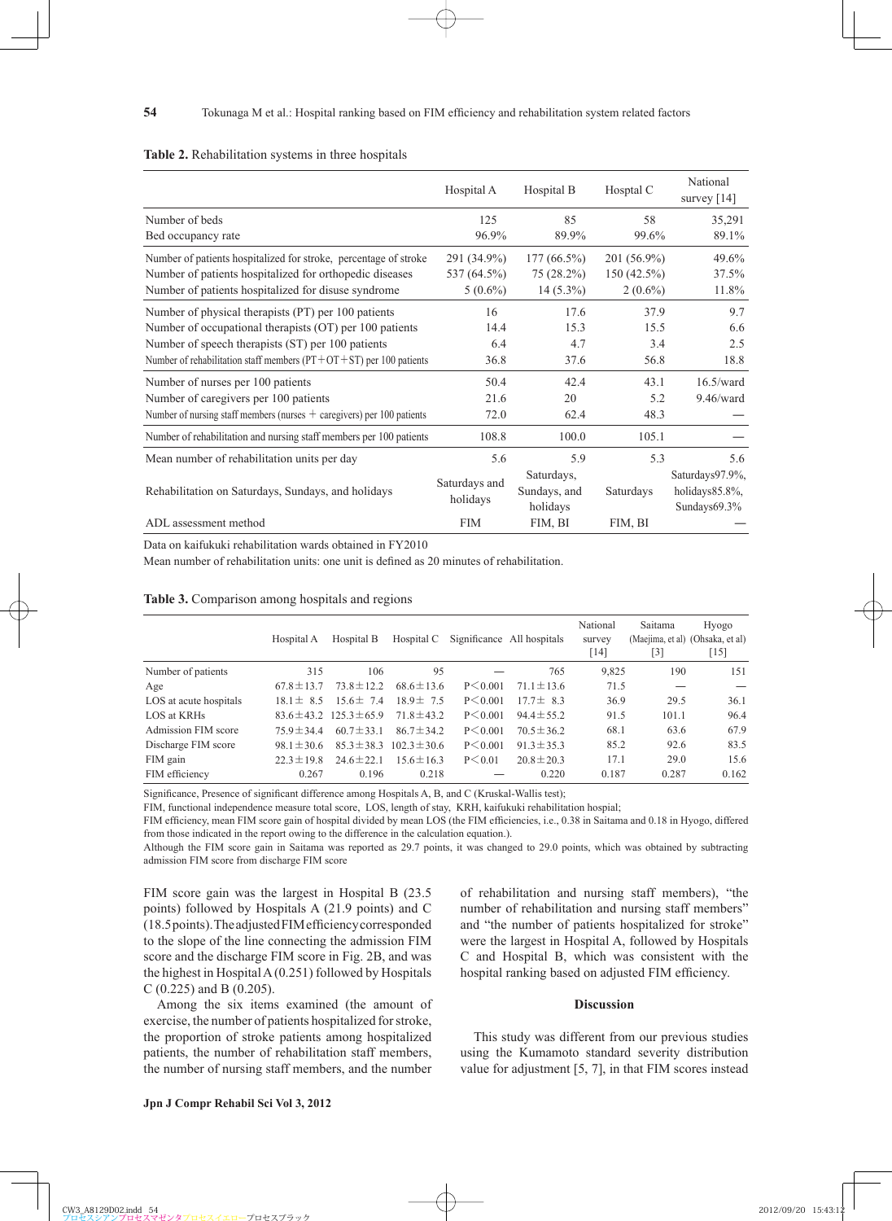**Table 2.** Rehabilitation systems in three hospitals

| | Hospital A | Hospital B | Hosptal C | National survey [14] |
|---|---|---|---|---|
| Number of beds | 125 | 85 | 58 | 35,291 |
| Bed occupancy rate | 96.9% | 89.9% | 99.6% | 89.1% |
| Number of patients hospitalized for stroke, percentage of stroke | 291 (34.9%) | 177 (66.5%) | 201 (56.9%) | 49.6% |
| Number of patients hospitalized for orthopedic diseases | 537 (64.5%) | 75 (28.2%) | 150 (42.5%) | 37.5% |
| Number of patients hospitalized for disuse syndrome | 5 (0.6%) | 14 (5.3%) | 2 (0.6%) | 11.8% |
| Number of physical therapists (PT) per 100 patients | 16 | 17.6 | 37.9 | 9.7 |
| Number of occupational therapists (OT) per 100 patients | 14.4 | 15.3 | 15.5 | 6.6 |
| Number of speech therapists (ST) per 100 patients | 6.4 | 4.7 | 3.4 | 2.5 |
| Number of rehabilitation staff members (PT+OT+ST) per 100 patients | 36.8 | 37.6 | 56.8 | 18.8 |
| Number of nurses per 100 patients | 50.4 | 42.4 | 43.1 | 16.5/ward |
| Number of caregivers per 100 patients | 21.6 | 20 | 5.2 | 9.46/ward |
| Number of nursing staff members (nurses + caregivers) per 100 patients | 72.0 | 62.4 | 48.3 | — |
| Number of rehabilitation and nursing staff members per 100 patients | 108.8 | 100.0 | 105.1 | — |
| Mean number of rehabilitation units per day | 5.6 | 5.9 | 5.3 | 5.6 |
| Rehabilitation on Saturdays, Sundays, and holidays | Saturdays and holidays | Saturdays, Sundays, and holidays | Saturdays | Saturdays97.9%, holidays85.8%, Sundays69.3% |
| ADL assessment method | FIM | FIM, BI | FIM, BI | — |

Data on kaifukuki rehabilitation wards obtained in FY2010

Mean number of rehabilitation units: one unit is defined as 20 minutes of rehabilitation.

**Table 3.** Comparison among hospitals and regions

| | Hospital A | Hospital B | Hospital C | Significance | All hospitals | National survey [14] | Saitama (Maejima, et al) [3] | Hyogo (Ohsaka, et al) [15] |
|---|---|---|---|---|---|---|---|---|
| Number of patients | 315 | 106 | 95 | — | 765 | 9,825 | 190 | 151 |
| Age | 67.8±13.7 | 73.8±12.2 | 68.6±13.6 | P<0.001 | 71.1±13.6 | 71.5 | — | — |
| LOS at acute hospitals | 18.1± 8.5 | 15.6± 7.4 | 18.9± 7.5 | P<0.001 | 17.7± 8.3 | 36.9 | 29.5 | 36.1 |
| LOS at KRHs | 83.6±43.2 | 125.3±65.9 | 71.8±43.2 | P<0.001 | 94.4±55.2 | 91.5 | 101.1 | 96.4 |
| Admission FIM score | 75.9±34.4 | 60.7±33.1 | 86.7±34.2 | P<0.001 | 70.5±36.2 | 68.1 | 63.6 | 67.9 |
| Discharge FIM score | 98.1±30.6 | 85.3±38.3 | 102.3±30.6 | P<0.001 | 91.3±35.3 | 85.2 | 92.6 | 83.5 |
| FIM gain | 22.3±19.8 | 24.6±22.1 | 15.6±16.3 | P<0.01 | 20.8±20.3 | 17.1 | 29.0 | 15.6 |
| FIM efficiency | 0.267 | 0.196 | 0.218 | — | 0.220 | 0.187 | 0.287 | 0.162 |

Significance, Presence of significant difference among Hospitals A, B, and C (Kruskal-Wallis test);

FIM, functional independence measure total score, LOS, length of stay, KRH, kaifukuki rehabilitation hospital;

FIM efficiency, mean FIM score gain of hospital divided by mean LOS (the FIM efficiencies, i.e., 0.38 in Saitama and 0.18 in Hyogo, differed from those indicated in the report owing to the difference in the calculation equation.).

Although the FIM score gain in Saitama was reported as 29.7 points, it was changed to 29.0 points, which was obtained by subtracting admission FIM score from discharge FIM score

FIM score gain was the largest in Hospital B (23.5 points) followed by Hospitals A (21.9 points) and C (18.5 points). The adjusted FIM efficiency corresponded to the slope of the line connecting the admission FIM score and the discharge FIM score in Fig. 2B, and was the highest in Hospital A (0.251) followed by Hospitals C (0.225) and B (0.205).

Among the six items examined (the amount of exercise, the number of patients hospitalized for stroke, the proportion of stroke patients among hospitalized patients, the number of rehabilitation staff members, the number of nursing staff members, and the number of rehabilitation and nursing staff members), "the number of rehabilitation and nursing staff members" and "the number of patients hospitalized for stroke" were the largest in Hospital A, followed by Hospitals C and Hospital B, which was consistent with the hospital ranking based on adjusted FIM efficiency.

## Discussion

This study was different from our previous studies using the Kumamoto standard severity distribution value for adjustment [5, 7], in that FIM scores instead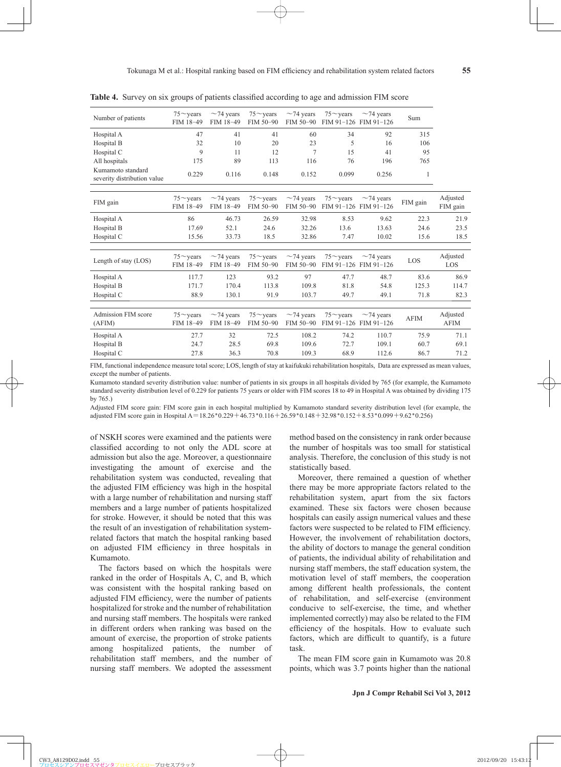**Table 4.** Survey on six groups of patients classified according to age and admission FIM score

| Number of patients | 75〜years FIM 18–49 | 〜74 years FIM 18–49 | 75〜years FIM 50–90 | 〜74 years FIM 50–90 | 75〜years FIM 91–126 | 〜74 years FIM 91–126 | Sum | |
|---|---|---|---|---|---|---|---|---|
| Hospital A | 47 | 41 | 41 | 60 | 34 | 92 | 315 | |
| Hospital B | 32 | 10 | 20 | 23 | 5 | 16 | 106 | |
| Hospital C | 9 | 11 | 12 | 7 | 15 | 41 | 95 | |
| All hospitals | 175 | 89 | 113 | 116 | 76 | 196 | 765 | |
| Kumamoto standard severity distribution value | 0.229 | 0.116 | 0.148 | 0.152 | 0.099 | 0.256 | 1 | |
| **FIM gain** | **75〜years FIM 18–49** | **〜74 years FIM 18–49** | **75〜years FIM 50–90** | **〜74 years FIM 50–90** | **75〜years FIM 91–126** | **〜74 years FIM 91–126** | **FIM gain** | **Adjusted FIM gain** |
| Hospital A | 86 | 46.73 | 26.59 | 32.98 | 8.53 | 9.62 | 22.3 | 21.9 |
| Hospital B | 17.69 | 52.1 | 24.6 | 32.26 | 13.6 | 13.63 | 24.6 | 23.5 |
| Hospital C | 15.56 | 33.73 | 18.5 | 32.86 | 7.47 | 10.02 | 15.6 | 18.5 |
| **Length of stay (LOS)** | **75〜years FIM 18–49** | **〜74 years FIM 18–49** | **75〜years FIM 50–90** | **〜74 years FIM 50–90** | **75〜years FIM 91–126** | **〜74 years FIM 91–126** | **LOS** | **Adjusted LOS** |
| Hospital A | 117.7 | 123 | 93.2 | 97 | 47.7 | 48.7 | 83.6 | 86.9 |
| Hospital B | 171.7 | 170.4 | 113.8 | 109.8 | 81.8 | 54.8 | 125.3 | 114.7 |
| Hospital C | 88.9 | 130.1 | 91.9 | 103.7 | 49.7 | 49.1 | 71.8 | 82.3 |
| **Admission FIM score (AFIM)** | **75〜years FIM 18–49** | **〜74 years FIM 18–49** | **75〜years FIM 50–90** | **〜74 years FIM 50–90** | **75〜years FIM 91–126** | **〜74 years FIM 91–126** | **AFIM** | **Adjusted AFIM** |
| Hospital A | 27.7 | 32 | 72.5 | 108.2 | 74.2 | 110.7 | 75.9 | 71.1 |
| Hospital B | 24.7 | 28.5 | 69.8 | 109.6 | 72.7 | 109.1 | 60.7 | 69.1 |
| Hospital C | 27.8 | 36.3 | 70.8 | 109.3 | 68.9 | 112.6 | 86.7 | 71.2 |

FIM, functional independence measure total score; LOS, length of stay at kaifukuki rehabilitation hospitals, Data are expressed as mean values, except the number of patients.

Kumamoto standard severity distribution value: number of patients in six groups in all hospitals divided by 765 (for example, the Kumamoto standard severity distribution level of 0.229 for patients 75 years or older with FIM scores 18 to 49 in Hospital A was obtained by dividing 175 by 765.)

Adjusted FIM score gain: FIM score gain in each hospital multiplied by Kumamoto standard severity distribution level (for example, the adjusted FIM score gain in Hospital A＝18.26*0.229＋46.73*0.116＋26.59*0.148＋32.98*0.152＋8.53*0.099＋9.62*0.256)

of NSKH scores were examined and the patients were classified according to not only the ADL score at admission but also the age. Moreover, a questionnaire investigating the amount of exercise and the rehabilitation system was conducted, revealing that the adjusted FIM efficiency was high in the hospital with a large number of rehabilitation and nursing staff members and a large number of patients hospitalized for stroke. However, it should be noted that this was the result of an investigation of rehabilitation system-related factors that match the hospital ranking based on adjusted FIM efficiency in three hospitals in Kumamoto.

The factors based on which the hospitals were ranked in the order of Hospitals A, C, and B, which was consistent with the hospital ranking based on adjusted FIM efficiency, were the number of patients hospitalized for stroke and the number of rehabilitation and nursing staff members. The hospitals were ranked in different orders when ranking was based on the amount of exercise, the proportion of stroke patients among hospitalized patients, the number of rehabilitation staff members, and the number of nursing staff members. We adopted the assessment method based on the consistency in rank order because the number of hospitals was too small for statistical analysis. Therefore, the conclusion of this study is not statistically based.

Moreover, there remained a question of whether there may be more appropriate factors related to the rehabilitation system, apart from the six factors examined. These six factors were chosen because hospitals can easily assign numerical values and these factors were suspected to be related to FIM efficiency. However, the involvement of rehabilitation doctors, the ability of doctors to manage the general condition of patients, the individual ability of rehabilitation and nursing staff members, the staff education system, the motivation level of staff members, the cooperation among different health professionals, the content of rehabilitation, and self-exercise (environment conducive to self-exercise, the time, and whether implemented correctly) may also be related to the FIM efficiency of the hospitals. How to evaluate such factors, which are difficult to quantify, is a future task.

The mean FIM score gain in Kumamoto was 20.8 points, which was 3.7 points higher than the national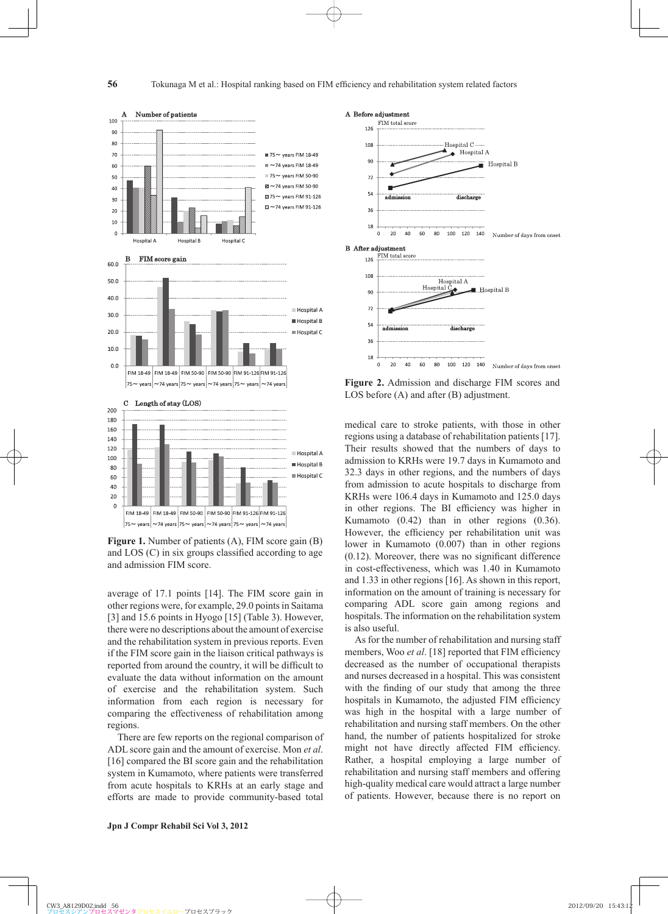**Figure 1.** Number of patients (A), FIM score gain (B) and LOS (C) in six groups classified according to age and admission FIM score.

average of 17.1 points [14]. The FIM score gain in other regions were, for example, 29.0 points in Saitama [3] and 15.6 points in Hyogo [15] (Table 3). However, there were no descriptions about the amount of exercise and the rehabilitation system in previous reports. Even if the FIM score gain in the liaison critical pathways is reported from around the country, it will be difficult to evaluate the data without information on the amount of exercise and the rehabilitation system. Such information from each region is necessary for comparing the effectiveness of rehabilitation among regions.

There are few reports on the regional comparison of ADL score gain and the amount of exercise. Mon *et al*. [16] compared the BI score gain and the rehabilitation system in Kumamoto, where patients were transferred from acute hospitals to KRHs at an early stage and efforts are made to provide community-based total medical care to stroke patients, with those in other regions using a database of rehabilitation patients [17]. Their results showed that the numbers of days to admission to KRHs were 19.7 days in Kumamoto and 32.3 days in other regions, and the numbers of days from admission to acute hospitals to discharge from KRHs were 106.4 days in Kumamoto and 125.0 days in other regions. The BI efficiency was higher in Kumamoto (0.42) than in other regions (0.36). However, the efficiency per rehabilitation unit was lower in Kumamoto (0.007) than in other regions (0.12). Moreover, there was no significant difference in cost-effectiveness, which was 1.40 in Kumamoto and 1.33 in other regions [16]. As shown in this report, information on the amount of training is necessary for comparing ADL score gain among regions and hospitals. The information on the rehabilitation system is also useful.

**Figure 2.** Admission and discharge FIM scores and LOS before (A) and after (B) adjustment.

As for the number of rehabilitation and nursing staff members, Woo *et al*. [18] reported that FIM efficiency decreased as the number of occupational therapists and nurses decreased in a hospital. This was consistent with the finding of our study that among the three hospitals in Kumamoto, the adjusted FIM efficiency was high in the hospital with a large number of rehabilitation and nursing staff members. On the other hand, the number of patients hospitalized for stroke might not have directly affected FIM efficiency. Rather, a hospital employing a large number of rehabilitation and nursing staff members and offering high-quality medical care would attract a large number of patients. However, because there is no report on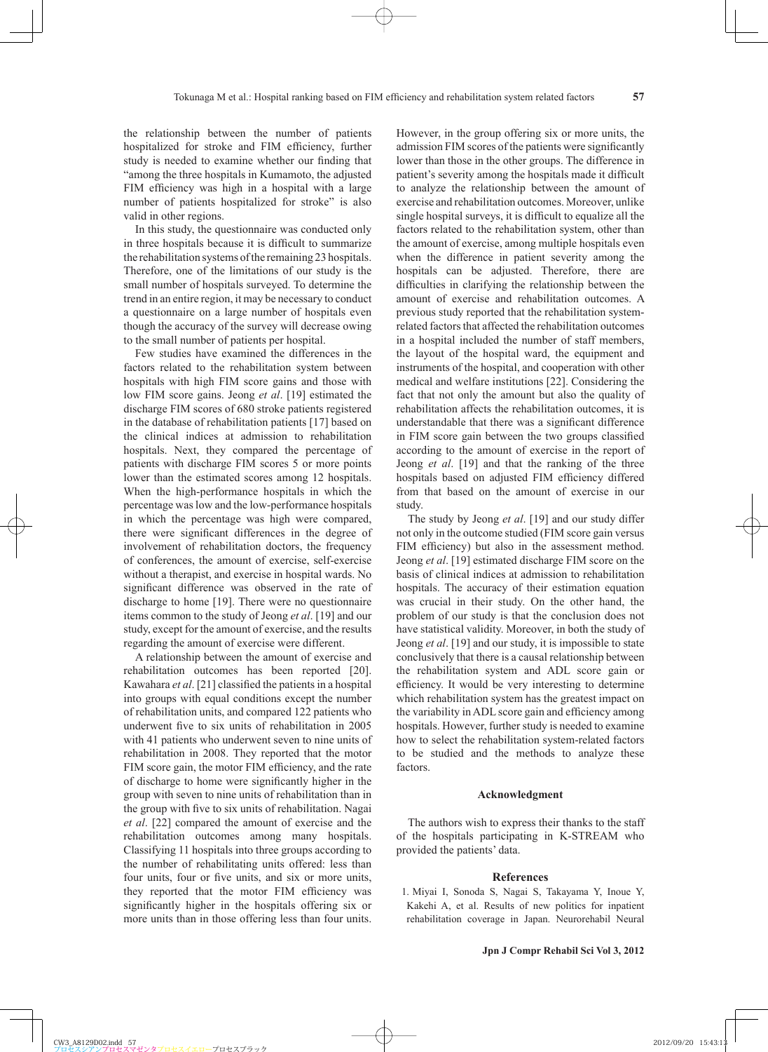the relationship between the number of patients hospitalized for stroke and FIM efficiency, further study is needed to examine whether our finding that "among the three hospitals in Kumamoto, the adjusted FIM efficiency was high in a hospital with a large number of patients hospitalized for stroke" is also valid in other regions.

In this study, the questionnaire was conducted only in three hospitals because it is difficult to summarize the rehabilitation systems of the remaining 23 hospitals. Therefore, one of the limitations of our study is the small number of hospitals surveyed. To determine the trend in an entire region, it may be necessary to conduct a questionnaire on a large number of hospitals even though the accuracy of the survey will decrease owing to the small number of patients per hospital.

Few studies have examined the differences in the factors related to the rehabilitation system between hospitals with high FIM score gains and those with low FIM score gains. Jeong *et al*. [19] estimated the discharge FIM scores of 680 stroke patients registered in the database of rehabilitation patients [17] based on the clinical indices at admission to rehabilitation hospitals. Next, they compared the percentage of patients with discharge FIM scores 5 or more points lower than the estimated scores among 12 hospitals. When the high-performance hospitals in which the percentage was low and the low-performance hospitals in which the percentage was high were compared, there were significant differences in the degree of involvement of rehabilitation doctors, the frequency of conferences, the amount of exercise, self-exercise without a therapist, and exercise in hospital wards. No significant difference was observed in the rate of discharge to home [19]. There were no questionnaire items common to the study of Jeong *et al*. [19] and our study, except for the amount of exercise, and the results regarding the amount of exercise were different.

A relationship between the amount of exercise and rehabilitation outcomes has been reported [20]. Kawahara *et al*. [21] classified the patients in a hospital into groups with equal conditions except the number of rehabilitation units, and compared 122 patients who underwent five to six units of rehabilitation in 2005 with 41 patients who underwent seven to nine units of rehabilitation in 2008. They reported that the motor FIM score gain, the motor FIM efficiency, and the rate of discharge to home were significantly higher in the group with seven to nine units of rehabilitation than in the group with five to six units of rehabilitation. Nagai *et al*. [22] compared the amount of exercise and the rehabilitation outcomes among many hospitals. Classifying 11 hospitals into three groups according to the number of rehabilitating units offered: less than four units, four or five units, and six or more units, they reported that the motor FIM efficiency was significantly higher in the hospitals offering six or more units than in those offering less than four units. However, in the group offering six or more units, the admission FIM scores of the patients were significantly lower than those in the other groups. The difference in patient's severity among the hospitals made it difficult to analyze the relationship between the amount of exercise and rehabilitation outcomes. Moreover, unlike single hospital surveys, it is difficult to equalize all the factors related to the rehabilitation system, other than the amount of exercise, among multiple hospitals even when the difference in patient severity among the hospitals can be adjusted. Therefore, there are difficulties in clarifying the relationship between the amount of exercise and rehabilitation outcomes. A previous study reported that the rehabilitation system-related factors that affected the rehabilitation outcomes in a hospital included the number of staff members, the layout of the hospital ward, the equipment and instruments of the hospital, and cooperation with other medical and welfare institutions [22]. Considering the fact that not only the amount but also the quality of rehabilitation affects the rehabilitation outcomes, it is understandable that there was a significant difference in FIM score gain between the two groups classified according to the amount of exercise in the report of Jeong *et al*. [19] and that the ranking of the three hospitals based on adjusted FIM efficiency differed from that based on the amount of exercise in our study.

The study by Jeong *et al*. [19] and our study differ not only in the outcome studied (FIM score gain versus FIM efficiency) but also in the assessment method. Jeong *et al*. [19] estimated discharge FIM score on the basis of clinical indices at admission to rehabilitation hospitals. The accuracy of their estimation equation was crucial in their study. On the other hand, the problem of our study is that the conclusion does not have statistical validity. Moreover, in both the study of Jeong *et al*. [19] and our study, it is impossible to state conclusively that there is a causal relationship between the rehabilitation system and ADL score gain or efficiency. It would be very interesting to determine which rehabilitation system has the greatest impact on the variability in ADL score gain and efficiency among hospitals. However, further study is needed to examine how to select the rehabilitation system-related factors to be studied and the methods to analyze these factors.

## Acknowledgment

The authors wish to express their thanks to the staff of the hospitals participating in K-STREAM who provided the patients' data.

## References

1. Miyai I, Sonoda S, Nagai S, Takayama Y, Inoue Y, Kakehi A, et al. Results of new politics for inpatient rehabilitation coverage in Japan. Neurorehabil Neural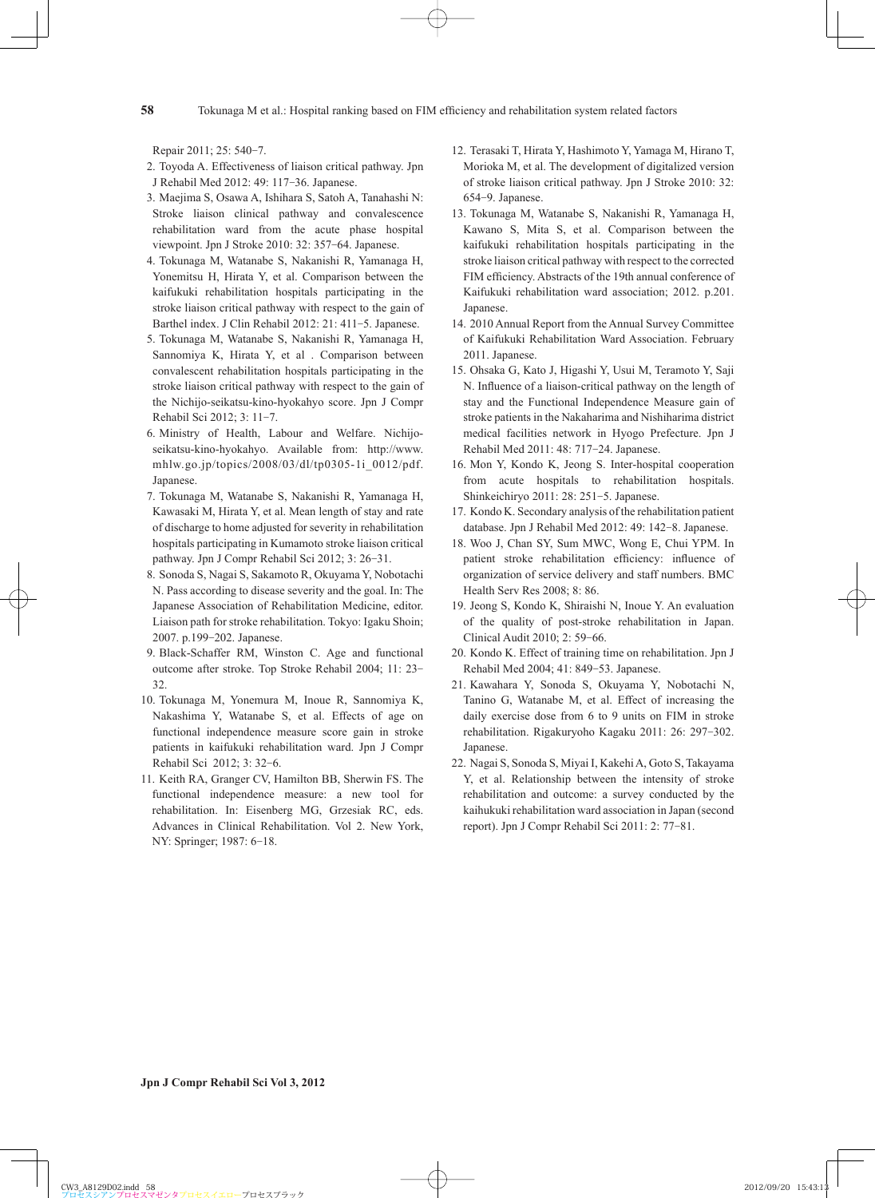Repair 2011; 25: 540−7.

2. Toyoda A. Effectiveness of liaison critical pathway. Jpn J Rehabil Med 2012: 49: 117−36. Japanese.
3. Maejima S, Osawa A, Ishihara S, Satoh A, Tanahashi N: Stroke liaison clinical pathway and convalescence rehabilitation ward from the acute phase hospital viewpoint. Jpn J Stroke 2010: 32: 357−64. Japanese.
4. Tokunaga M, Watanabe S, Nakanishi R, Yamanaga H, Yonemitsu H, Hirata Y, et al. Comparison between the kaifukuki rehabilitation hospitals participating in the stroke liaison critical pathway with respect to the gain of Barthel index. J Clin Rehabil 2012: 21: 411−5. Japanese.
5. Tokunaga M, Watanabe S, Nakanishi R, Yamanaga H, Sannomiya K, Hirata Y, et al . Comparison between convalescent rehabilitation hospitals participating in the stroke liaison critical pathway with respect to the gain of the Nichijo-seikatsu-kino-hyokahyo score. Jpn J Compr Rehabil Sci 2012; 3: 11−7.
6. Ministry of Health, Labour and Welfare. Nichijo-seikatsu-kino-hyokahyo. Available from: http://www.mhlw.go.jp/topics/2008/03/dl/tp0305-1i_0012/pdf. Japanese.
7. Tokunaga M, Watanabe S, Nakanishi R, Yamanaga H, Kawasaki M, Hirata Y, et al. Mean length of stay and rate of discharge to home adjusted for severity in rehabilitation hospitals participating in Kumamoto stroke liaison critical pathway. Jpn J Compr Rehabil Sci 2012; 3: 26−31.
8. Sonoda S, Nagai S, Sakamoto R, Okuyama Y, Nobotachi N. Pass according to disease severity and the goal. In: The Japanese Association of Rehabilitation Medicine, editor. Liaison path for stroke rehabilitation. Tokyo: Igaku Shoin; 2007. p.199−202. Japanese.
9. Black-Schaffer RM, Winston C. Age and functional outcome after stroke. Top Stroke Rehabil 2004; 11: 23−32.
10. Tokunaga M, Yonemura M, Inoue R, Sannomiya K, Nakashima Y, Watanabe S, et al. Effects of age on functional independence measure score gain in stroke patients in kaifukuki rehabilitation ward. Jpn J Compr Rehabil Sci 2012; 3: 32−6.
11. Keith RA, Granger CV, Hamilton BB, Sherwin FS. The functional independence measure: a new tool for rehabilitation. In: Eisenberg MG, Grzesiak RC, eds. Advances in Clinical Rehabilitation. Vol 2. New York, NY: Springer; 1987: 6−18.
12. Terasaki T, Hirata Y, Hashimoto Y, Yamaga M, Hirano T, Morioka M, et al. The development of digitalized version of stroke liaison critical pathway. Jpn J Stroke 2010: 32: 654−9. Japanese.
13. Tokunaga M, Watanabe S, Nakanishi R, Yamanaga H, Kawano S, Mita S, et al. Comparison between the kaifukuki rehabilitation hospitals participating in the stroke liaison critical pathway with respect to the corrected FIM efficiency. Abstracts of the 19th annual conference of Kaifukuki rehabilitation ward association; 2012. p.201. Japanese.
14. 2010 Annual Report from the Annual Survey Committee of Kaifukuki Rehabilitation Ward Association. February 2011. Japanese.
15. Ohsaka G, Kato J, Higashi Y, Usui M, Teramoto Y, Saji N. Influence of a liaison-critical pathway on the length of stay and the Functional Independence Measure gain of stroke patients in the Nakaharima and Nishiharima district medical facilities network in Hyogo Prefecture. Jpn J Rehabil Med 2011: 48: 717−24. Japanese.
16. Mon Y, Kondo K, Jeong S. Inter-hospital cooperation from acute hospitals to rehabilitation hospitals. Shinkeichiryo 2011: 28: 251−5. Japanese.
17. Kondo K. Secondary analysis of the rehabilitation patient database. Jpn J Rehabil Med 2012: 49: 142−8. Japanese.
18. Woo J, Chan SY, Sum MWC, Wong E, Chui YPM. In patient stroke rehabilitation efficiency: influence of organization of service delivery and staff numbers. BMC Health Serv Res 2008; 8: 86.
19. Jeong S, Kondo K, Shiraishi N, Inoue Y. An evaluation of the quality of post-stroke rehabilitation in Japan. Clinical Audit 2010; 2: 59−66.
20. Kondo K. Effect of training time on rehabilitation. Jpn J Rehabil Med 2004; 41: 849−53. Japanese.
21. Kawahara Y, Sonoda S, Okuyama Y, Nobotachi N, Tanino G, Watanabe M, et al. Effect of increasing the daily exercise dose from 6 to 9 units on FIM in stroke rehabilitation. Rigakuryoho Kagaku 2011: 26: 297−302. Japanese.
22. Nagai S, Sonoda S, Miyai I, Kakehi A, Goto S, Takayama Y, et al. Relationship between the intensity of stroke rehabilitation and outcome: a survey conducted by the kaihukuki rehabilitation ward association in Japan (second report). Jpn J Compr Rehabil Sci 2011: 2: 77−81.